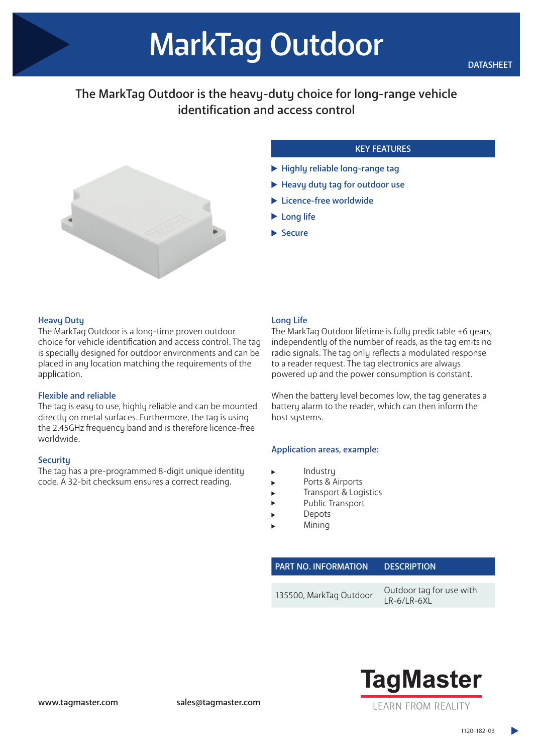# MarkTag Outdoor

DATASHEET

## The MarkTag Outdoor is the heavy-duty choice for long-range vehicle identification and access control

### KEY FEATURES

- Highly reliable long-range tag
- Heavy duty tag for outdoor use
- Licence-free worldwide
- Long life
- Secure

### Heavy Duty

The MarkTag Outdoor is a long-time proven outdoor choice for vehicle identification and access control. The tag is specially designed for outdoor environments and can be placed in any location matching the requirements of the application.

### Flexible and reliable

The tag is easy to use, highly reliable and can be mounted directly on metal surfaces. Furthermore, the tag is using the 2.45GHz frequency band and is therefore licence-free worldwide.

### Security

The tag has a pre-programmed 8-digit unique identity code. A 32-bit checksum ensures a correct reading.

### Long Life

The MarkTag Outdoor lifetime is fully predictable +6 years, independently of the number of reads, as the tag emits no radio signals. The tag only reflects a modulated response to a reader request. The tag electronics are always powered up and the power consumption is constant.

When the battery level becomes low, the tag generates a battery alarm to the reader, which can then inform the host systems.

### Application areas, example:

- Industry
- Ports & Airports
- Transport & Logistics
- Public Transport
- Depots
- Mining

| PART NO. INFORMATION | DESCRIPTION |
| --- | --- |
| 135500, MarkTag Outdoor | Outdoor tag for use with LR-6/LR-6XL |

TagMaster
LEARN FROM REALITY

www.tagmaster.com sales@tagmaster.com

1120-182-03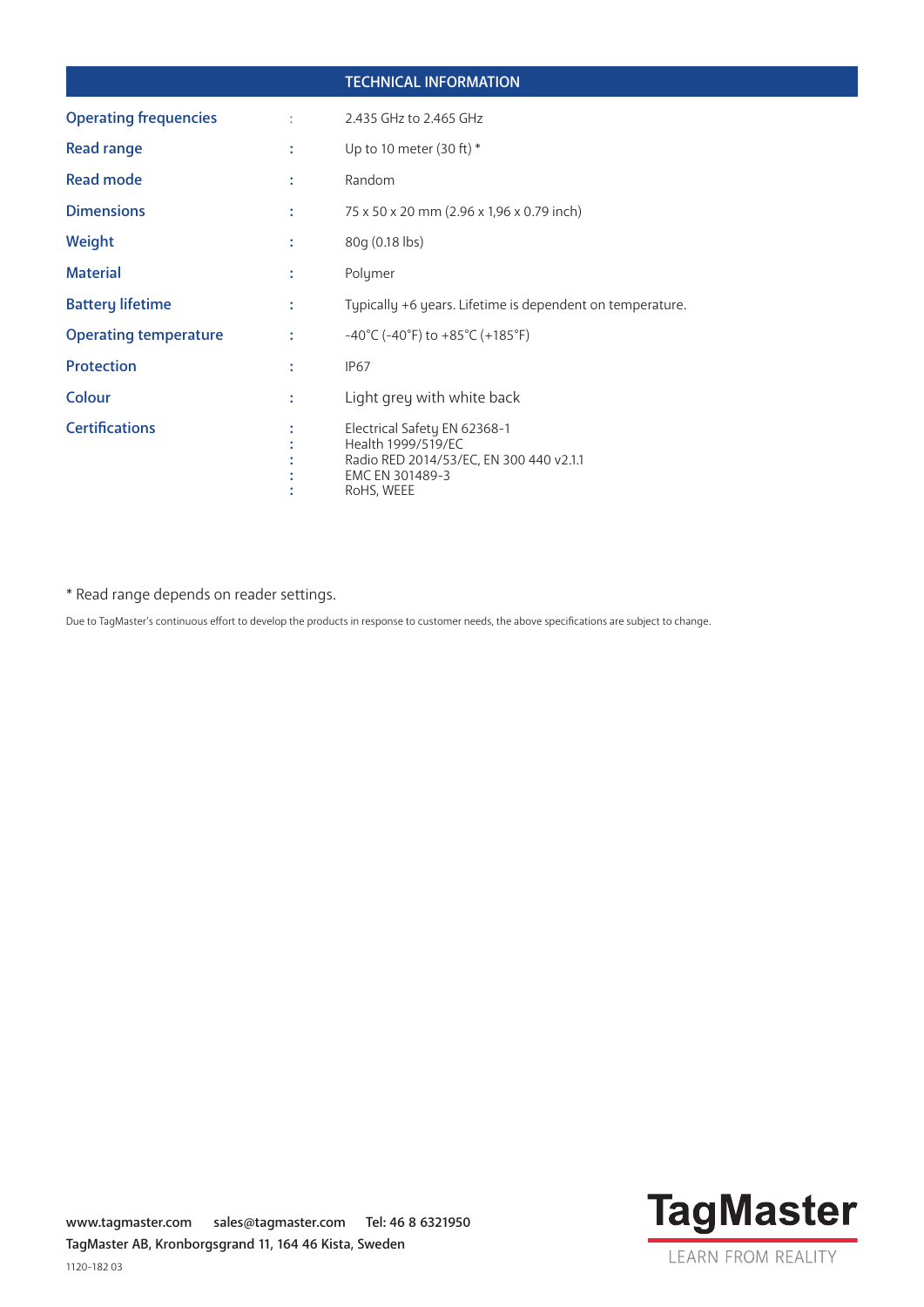## TECHNICAL INFORMATION

| | | |
|---|---|---|
| **Operating frequencies** | : | 2.435 GHz to 2.465 GHz |
| **Read range** | : | Up to 10 meter (30 ft) * |
| **Read mode** | : | Random |
| **Dimensions** | : | 75 x 50 x 20 mm (2.96 x 1,96 x 0.79 inch) |
| **Weight** | : | 80g (0.18 lbs) |
| **Material** | : | Polymer |
| **Battery lifetime** | : | Typically +6 years. Lifetime is dependent on temperature. |
| **Operating temperature** | : | -40°C (-40°F) to +85°C (+185°F) |
| **Protection** | : | IP67 |
| **Colour** | : | Light grey with white back |
| **Certifications** | : | Electrical Safety EN 62368-1 |
| | : | Health 1999/519/EC |
| | : | Radio RED 2014/53/EC, EN 300 440 v2.1.1 |
| | : | EMC EN 301489-3 |
| | : | RoHS, WEEE |

* Read range depends on reader settings.

Due to TagMaster's continuous effort to develop the products in response to customer needs, the above specifications are subject to change.

www.tagmaster.com    sales@tagmaster.com    Tel: 46 8 6321950

TagMaster AB, Kronborgsgrand 11, 164 46 Kista, Sweden

1120-182 03

TagMaster

LEARN FROM REALITY